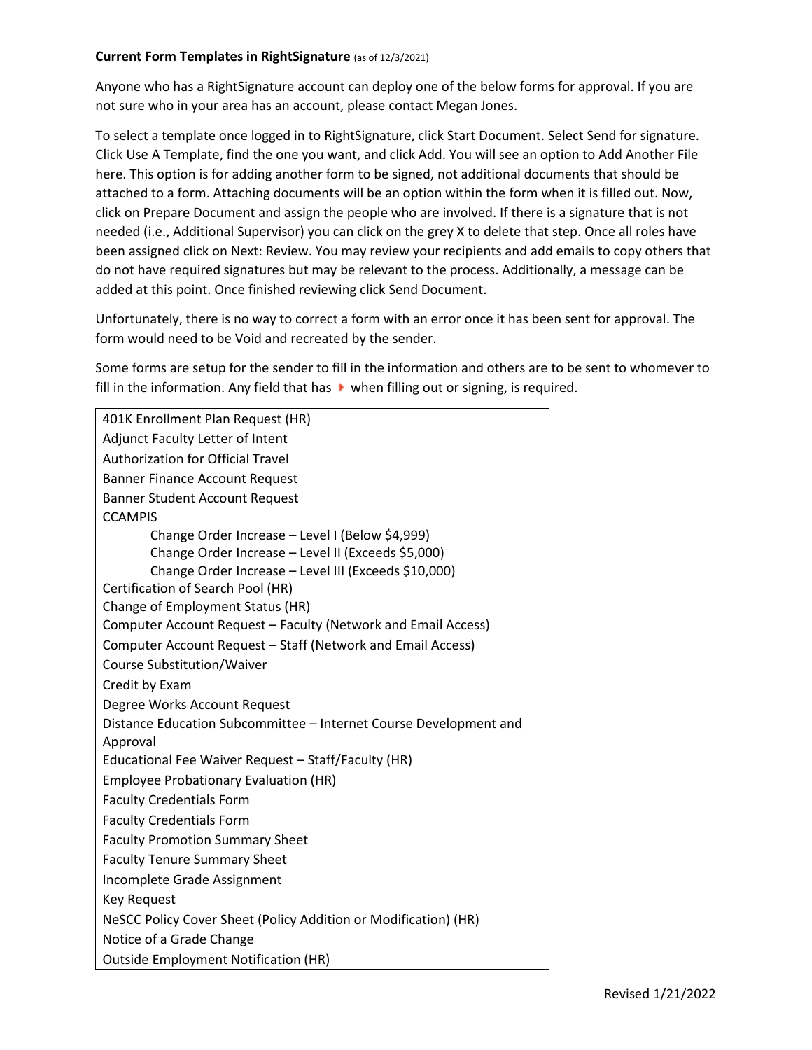**Current Form Templates in RightSignature** (as of 12/3/2021)

Anyone who has a RightSignature account can deploy one of the below forms for approval. If you are not sure who in your area has an account, please contact Megan Jones.

To select a template once logged in to RightSignature, click Start Document. Select Send for signature. Click Use A Template, find the one you want, and click Add. You will see an option to Add Another File here. This option is for adding another form to be signed, not additional documents that should be attached to a form. Attaching documents will be an option within the form when it is filled out. Now, click on Prepare Document and assign the people who are involved. If there is a signature that is not needed (i.e., Additional Supervisor) you can click on the grey X to delete that step. Once all roles have been assigned click on Next: Review. You may review your recipients and add emails to copy others that do not have required signatures but may be relevant to the process. Additionally, a message can be added at this point. Once finished reviewing click Send Document.

Unfortunately, there is no way to correct a form with an error once it has been sent for approval. The form would need to be Void and recreated by the sender.

Some forms are setup for the sender to fill in the information and others are to be sent to whomever to fill in the information. Any field that has ▸ when filling out or signing, is required.

| |
|---|
| 401K Enrollment Plan Request (HR) |
| Adjunct Faculty Letter of Intent |
| Authorization for Official Travel |
| Banner Finance Account Request |
| Banner Student Account Request |
| CCAMPIS |
| Change Order Increase – Level I (Below $4,999) |
| Change Order Increase – Level II (Exceeds $5,000) |
| Change Order Increase – Level III (Exceeds $10,000) |
| Certification of Search Pool (HR) |
| Change of Employment Status (HR) |
| Computer Account Request – Faculty (Network and Email Access) |
| Computer Account Request – Staff (Network and Email Access) |
| Course Substitution/Waiver |
| Credit by Exam |
| Degree Works Account Request |
| Distance Education Subcommittee – Internet Course Development and Approval |
| Educational Fee Waiver Request – Staff/Faculty (HR) |
| Employee Probationary Evaluation (HR) |
| Faculty Credentials Form |
| Faculty Credentials Form |
| Faculty Promotion Summary Sheet |
| Faculty Tenure Summary Sheet |
| Incomplete Grade Assignment |
| Key Request |
| NeSCC Policy Cover Sheet (Policy Addition or Modification) (HR) |
| Notice of a Grade Change |
| Outside Employment Notification (HR) |

Revised 1/21/2022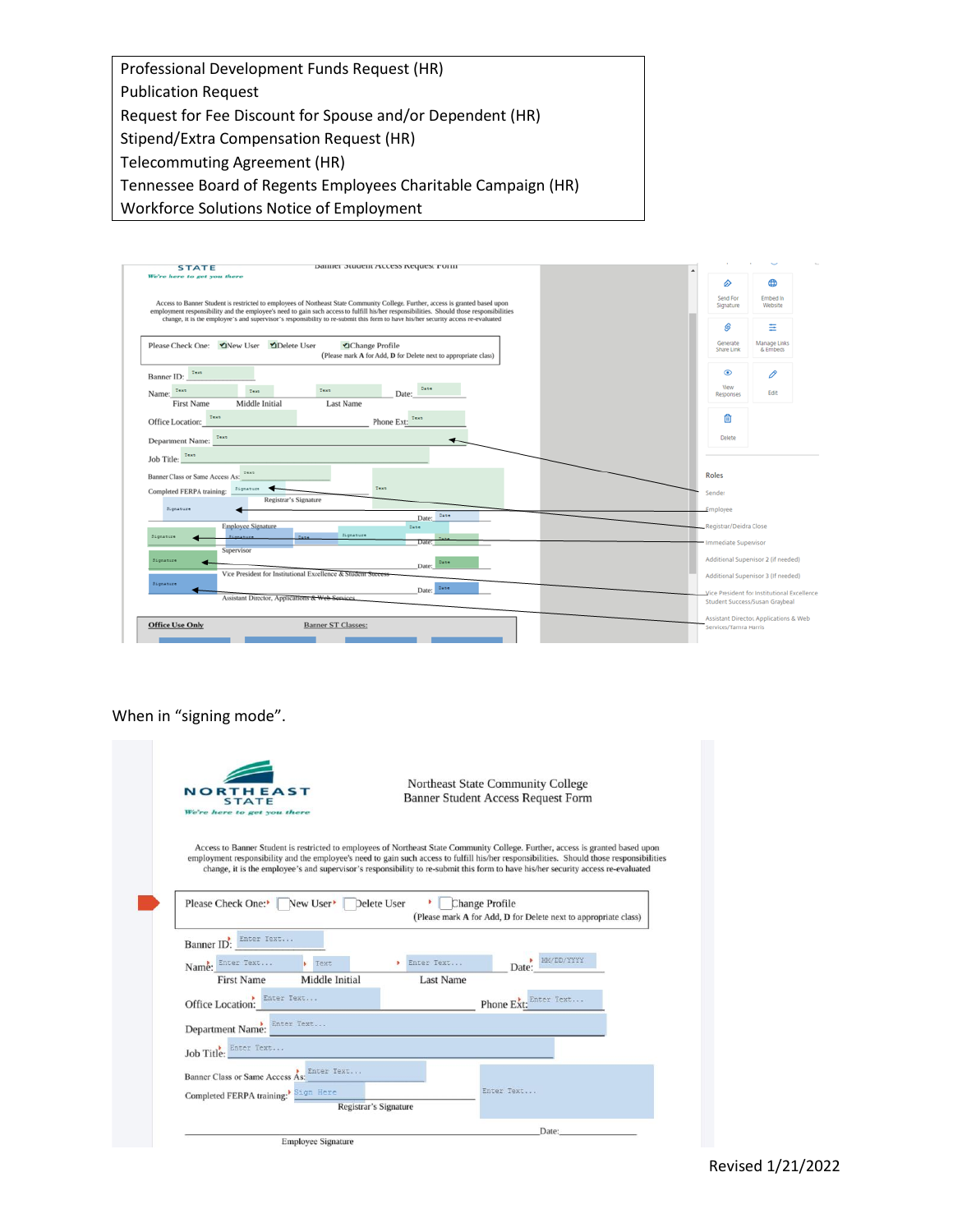Professional Development Funds Request (HR)
Publication Request
Request for Fee Discount for Spouse and/or Dependent (HR)
Stipend/Extra Compensation Request (HR)
Telecommuting Agreement (HR)
Tennessee Board of Regents Employees Charitable Campaign (HR)
Workforce Solutions Notice of Employment

When in "signing mode".

Revised 1/21/2022